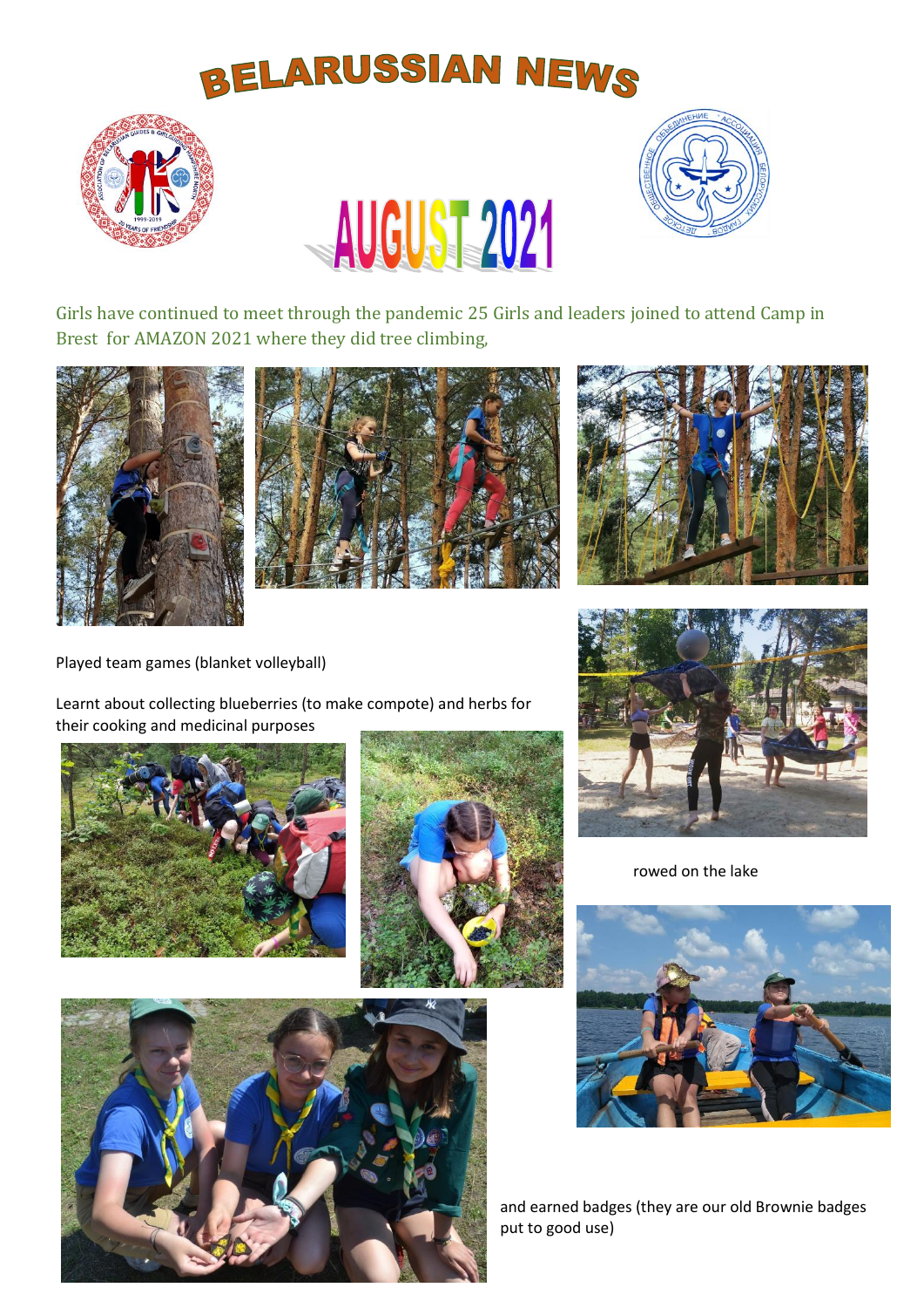# BELARUSSIAN NEWS

## AUGUST 2021

Girls have continued to meet through the pandemic 25 Girls and leaders joined to attend Camp in Brest for AMAZON 2021 where they did tree climbing,

Played team games (blanket volleyball)

Learnt about collecting blueberries (to make compote) and herbs for their cooking and medicinal purposes

rowed on the lake

and earned badges (they are our old Brownie badges put to good use)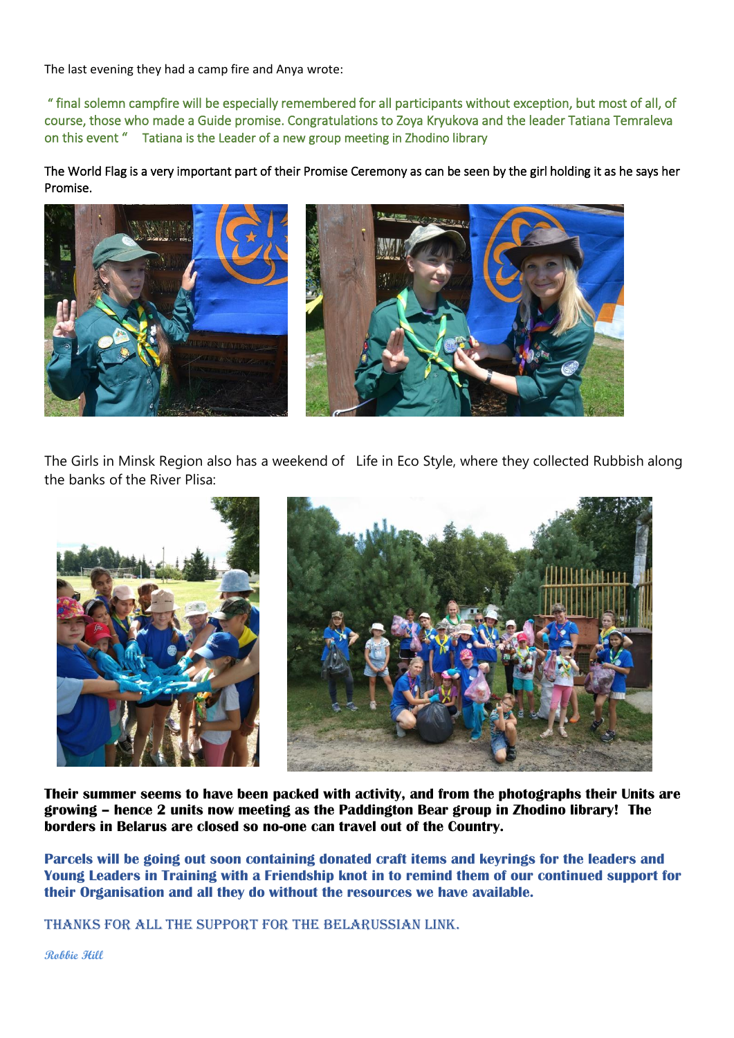The last evening they had a camp fire and Anya wrote:

" final solemn campfire will be especially remembered for all participants without exception, but most of all, of course, those who made a Guide promise. Congratulations to Zoya Kryukova and the leader Tatiana Temraleva on this event " Tatiana is the Leader of a new group meeting in Zhodino library

The World Flag is a very important part of their Promise Ceremony as can be seen by the girl holding it as he says her Promise.

The Girls in Minsk Region also has a weekend of Life in Eco Style, where they collected Rubbish along the banks of the River Plisa:

**Their summer seems to have been packed with activity, and from the photographs their Units are growing – hence 2 units now meeting as the Paddington Bear group in Zhodino library! The borders in Belarus are closed so no-one can travel out of the Country.**

**Parcels will be going out soon containing donated craft items and keyrings for the leaders and Young Leaders in Training with a Friendship knot in to remind them of our continued support for their Organisation and all they do without the resources we have available.**

THANKS FOR ALL THE SUPPORT FOR THE BELARUSSIAN LINK.

*Robbie Hill*